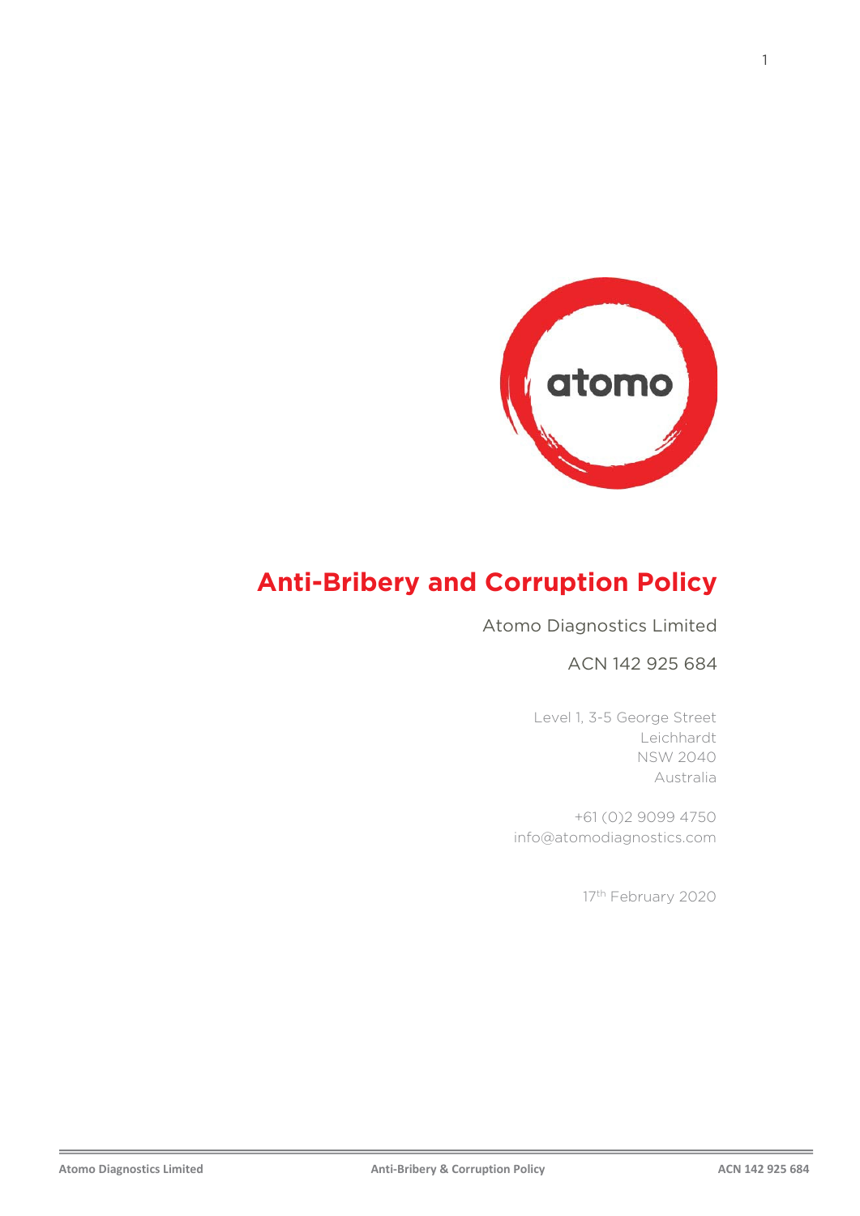# Anti-Bribery and Corruption Policy

Atomo Diagnostics Limited

ACN 142 925 684

Level 1, 3-5 George Street
Leichhardt
NSW 2040
Australia

+61 (0)2 9099 4750
info@atomodiagnostics.com

17th February 2020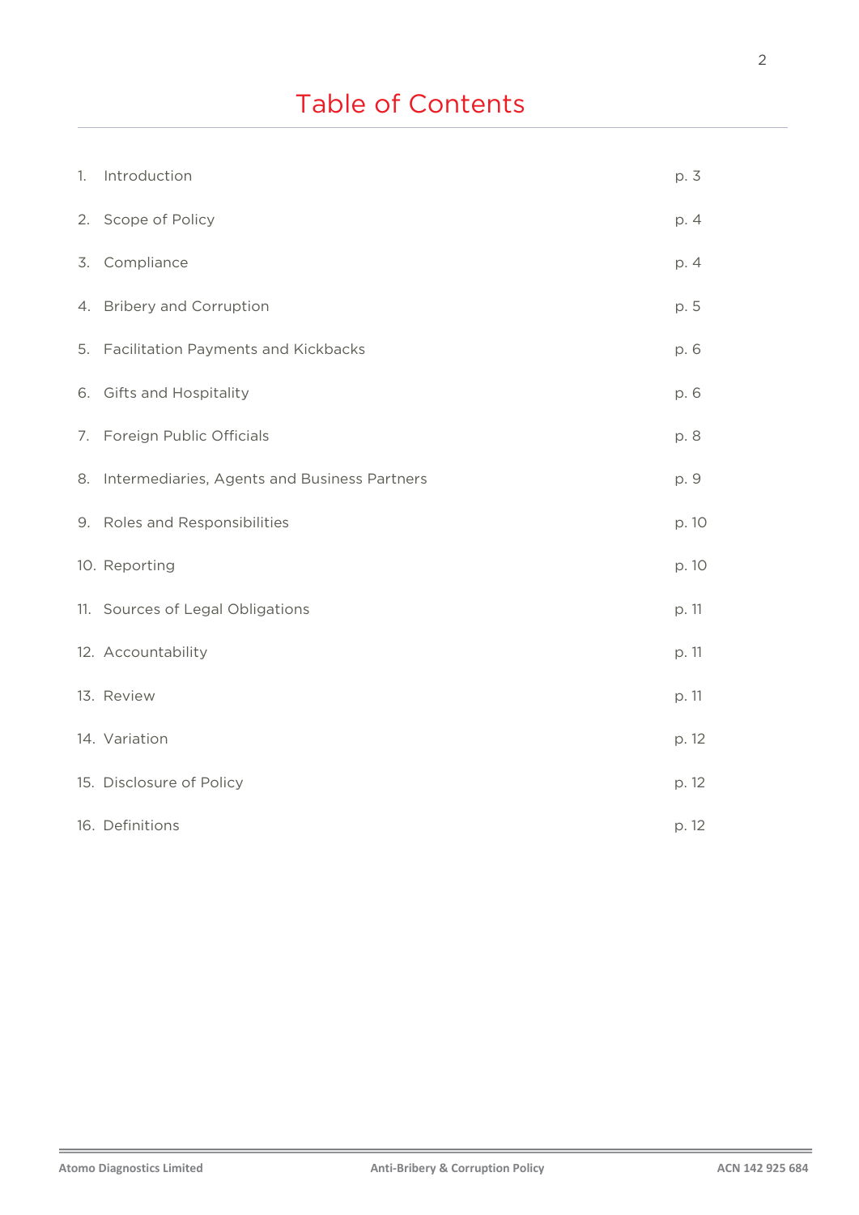# Table of Contents

| | | |
|---|---|---|
| 1. | Introduction | p. 3 |
| 2. | Scope of Policy | p. 4 |
| 3. | Compliance | p. 4 |
| 4. | Bribery and Corruption | p. 5 |
| 5. | Facilitation Payments and Kickbacks | p. 6 |
| 6. | Gifts and Hospitality | p. 6 |
| 7. | Foreign Public Officials | p. 8 |
| 8. | Intermediaries, Agents and Business Partners | p. 9 |
| 9. | Roles and Responsibilities | p. 10 |
| 10. | Reporting | p. 10 |
| 11. | Sources of Legal Obligations | p. 11 |
| 12. | Accountability | p. 11 |
| 13. | Review | p. 11 |
| 14. | Variation | p. 12 |
| 15. | Disclosure of Policy | p. 12 |
| 16. | Definitions | p. 12 |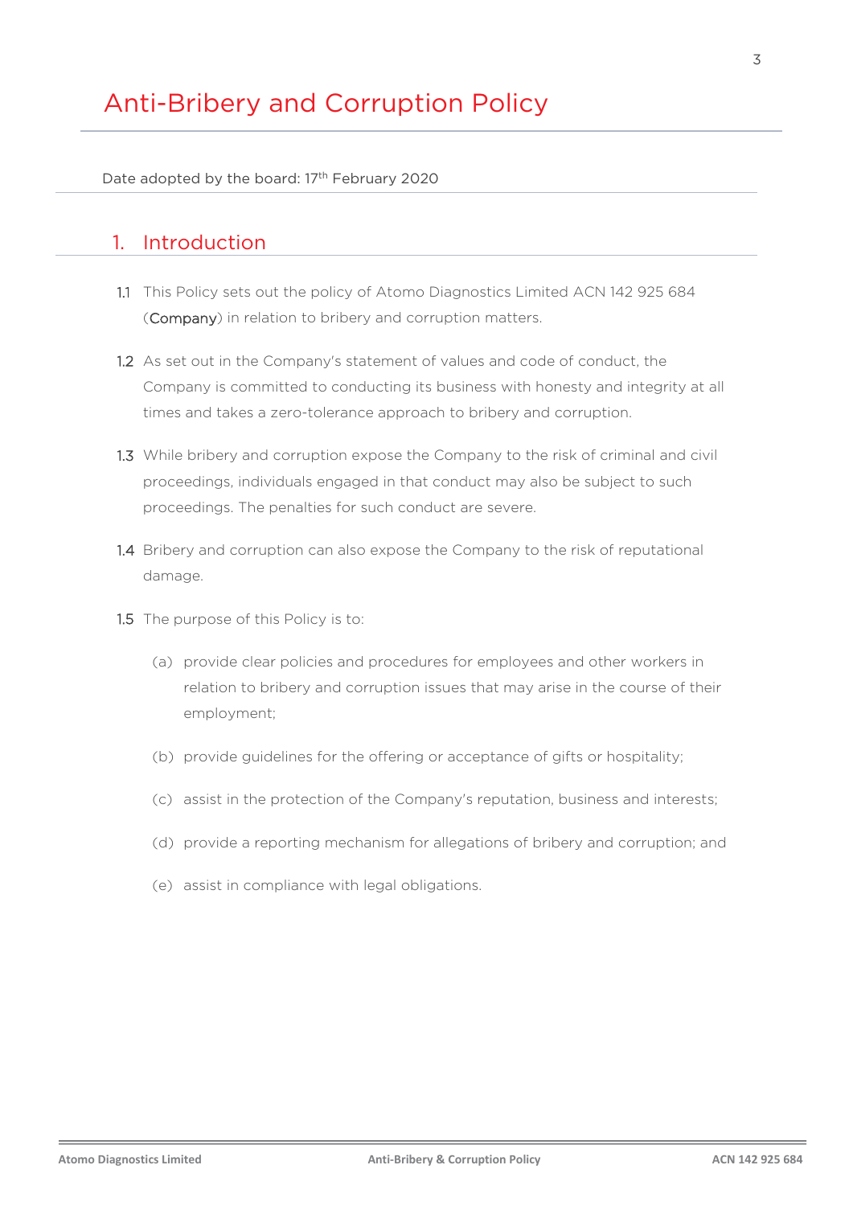# Anti-Bribery and Corruption Policy

Date adopted by the board: 17th February 2020

## 1. Introduction

1.1 This Policy sets out the policy of Atomo Diagnostics Limited ACN 142 925 684 (**Company**) in relation to bribery and corruption matters.

1.2 As set out in the Company's statement of values and code of conduct, the Company is committed to conducting its business with honesty and integrity at all times and takes a zero-tolerance approach to bribery and corruption.

1.3 While bribery and corruption expose the Company to the risk of criminal and civil proceedings, individuals engaged in that conduct may also be subject to such proceedings. The penalties for such conduct are severe.

1.4 Bribery and corruption can also expose the Company to the risk of reputational damage.

1.5 The purpose of this Policy is to:

(a) provide clear policies and procedures for employees and other workers in relation to bribery and corruption issues that may arise in the course of their employment;

(b) provide guidelines for the offering or acceptance of gifts or hospitality;

(c) assist in the protection of the Company's reputation, business and interests;

(d) provide a reporting mechanism for allegations of bribery and corruption; and

(e) assist in compliance with legal obligations.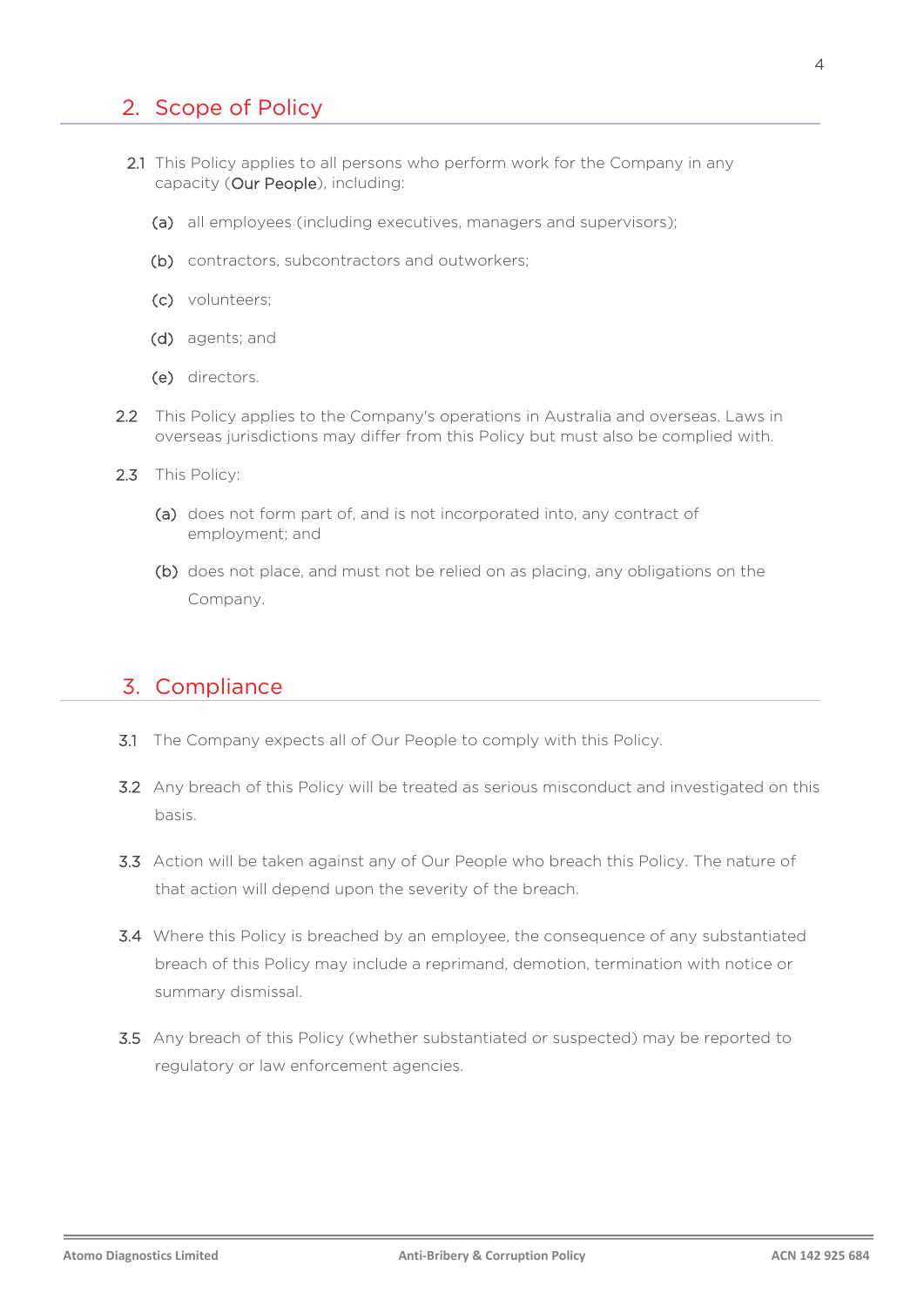## 2. Scope of Policy

2.1 This Policy applies to all persons who perform work for the Company in any capacity (**Our People**), including:

(a) all employees (including executives, managers and supervisors);

(b) contractors, subcontractors and outworkers;

(c) volunteers;

(d) agents; and

(e) directors.

2.2 This Policy applies to the Company's operations in Australia and overseas. Laws in overseas jurisdictions may differ from this Policy but must also be complied with.

2.3 This Policy:

(a) does not form part of, and is not incorporated into, any contract of employment; and

(b) does not place, and must not be relied on as placing, any obligations on the Company.

## 3. Compliance

3.1 The Company expects all of Our People to comply with this Policy.

3.2 Any breach of this Policy will be treated as serious misconduct and investigated on this basis.

3.3 Action will be taken against any of Our People who breach this Policy. The nature of that action will depend upon the severity of the breach.

3.4 Where this Policy is breached by an employee, the consequence of any substantiated breach of this Policy may include a reprimand, demotion, termination with notice or summary dismissal.

3.5 Any breach of this Policy (whether substantiated or suspected) may be reported to regulatory or law enforcement agencies.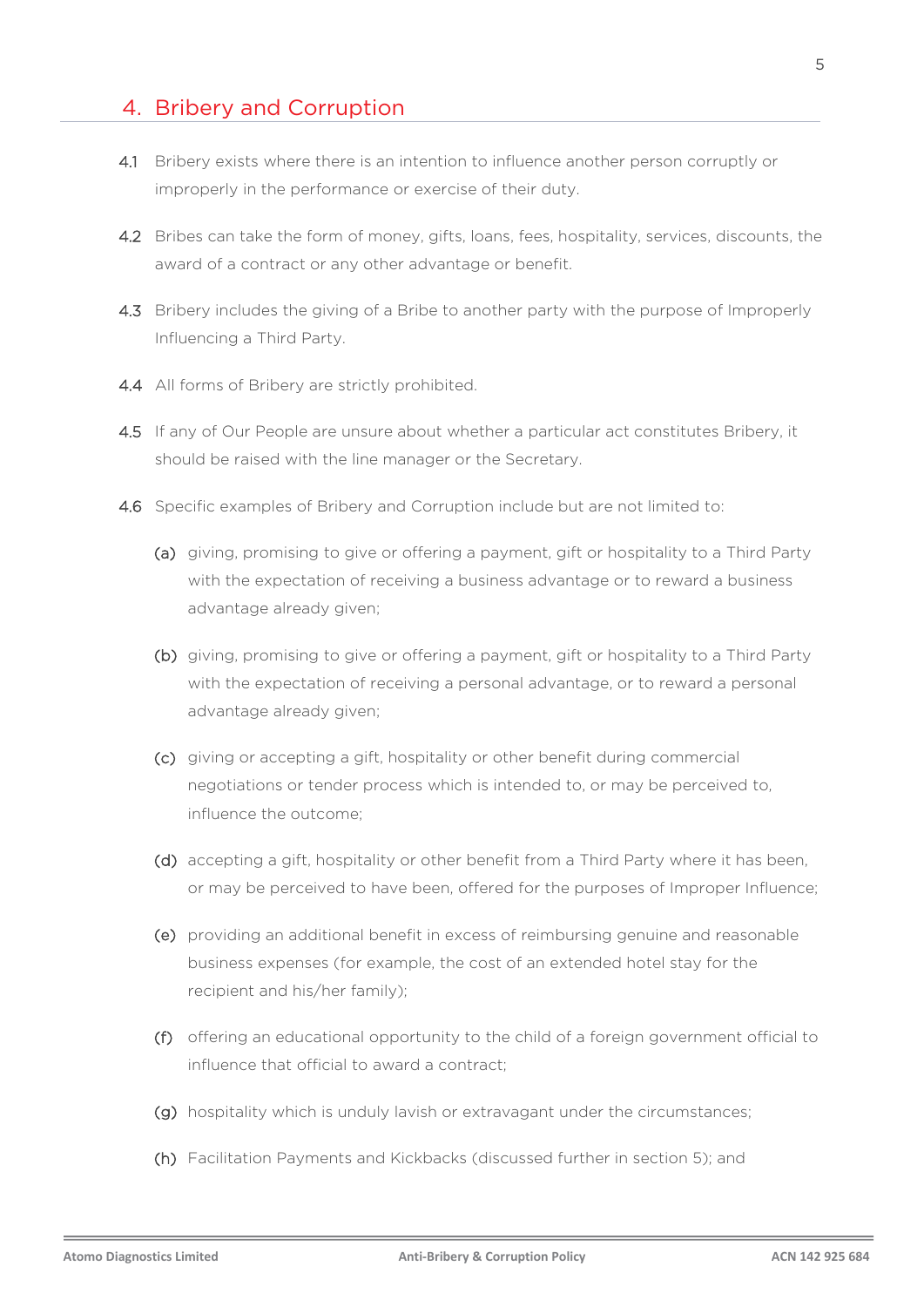## 4. Bribery and Corruption

4.1 Bribery exists where there is an intention to influence another person corruptly or improperly in the performance or exercise of their duty.

4.2 Bribes can take the form of money, gifts, loans, fees, hospitality, services, discounts, the award of a contract or any other advantage or benefit.

4.3 Bribery includes the giving of a Bribe to another party with the purpose of Improperly Influencing a Third Party.

4.4 All forms of Bribery are strictly prohibited.

4.5 If any of Our People are unsure about whether a particular act constitutes Bribery, it should be raised with the line manager or the Secretary.

4.6 Specific examples of Bribery and Corruption include but are not limited to:

(a) giving, promising to give or offering a payment, gift or hospitality to a Third Party with the expectation of receiving a business advantage or to reward a business advantage already given;

(b) giving, promising to give or offering a payment, gift or hospitality to a Third Party with the expectation of receiving a personal advantage, or to reward a personal advantage already given;

(c) giving or accepting a gift, hospitality or other benefit during commercial negotiations or tender process which is intended to, or may be perceived to, influence the outcome;

(d) accepting a gift, hospitality or other benefit from a Third Party where it has been, or may be perceived to have been, offered for the purposes of Improper Influence;

(e) providing an additional benefit in excess of reimbursing genuine and reasonable business expenses (for example, the cost of an extended hotel stay for the recipient and his/her family);

(f) offering an educational opportunity to the child of a foreign government official to influence that official to award a contract;

(g) hospitality which is unduly lavish or extravagant under the circumstances;

(h) Facilitation Payments and Kickbacks (discussed further in section 5); and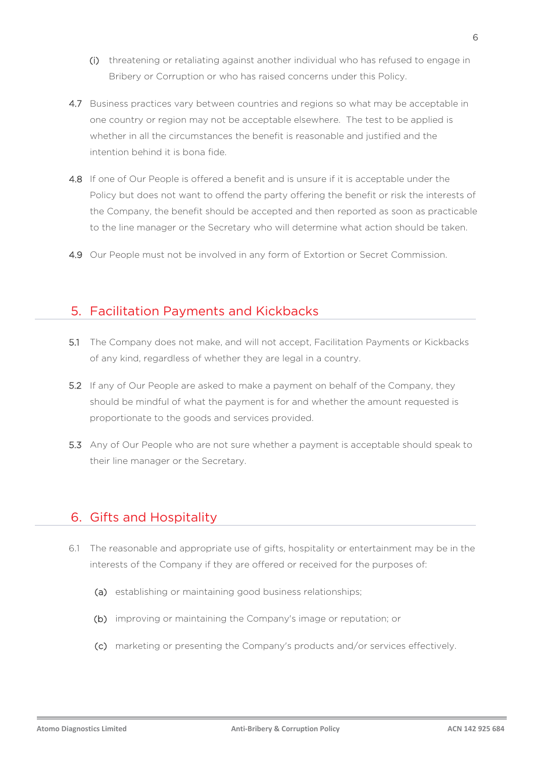(i) threatening or retaliating against another individual who has refused to engage in Bribery or Corruption or who has raised concerns under this Policy.

4.7 Business practices vary between countries and regions so what may be acceptable in one country or region may not be acceptable elsewhere. The test to be applied is whether in all the circumstances the benefit is reasonable and justified and the intention behind it is bona fide.

4.8 If one of Our People is offered a benefit and is unsure if it is acceptable under the Policy but does not want to offend the party offering the benefit or risk the interests of the Company, the benefit should be accepted and then reported as soon as practicable to the line manager or the Secretary who will determine what action should be taken.

4.9 Our People must not be involved in any form of Extortion or Secret Commission.

## 5. Facilitation Payments and Kickbacks

5.1 The Company does not make, and will not accept, Facilitation Payments or Kickbacks of any kind, regardless of whether they are legal in a country.

5.2 If any of Our People are asked to make a payment on behalf of the Company, they should be mindful of what the payment is for and whether the amount requested is proportionate to the goods and services provided.

5.3 Any of Our People who are not sure whether a payment is acceptable should speak to their line manager or the Secretary.

## 6. Gifts and Hospitality

6.1 The reasonable and appropriate use of gifts, hospitality or entertainment may be in the interests of the Company if they are offered or received for the purposes of:

(a) establishing or maintaining good business relationships;

(b) improving or maintaining the Company's image or reputation; or

(c) marketing or presenting the Company's products and/or services effectively.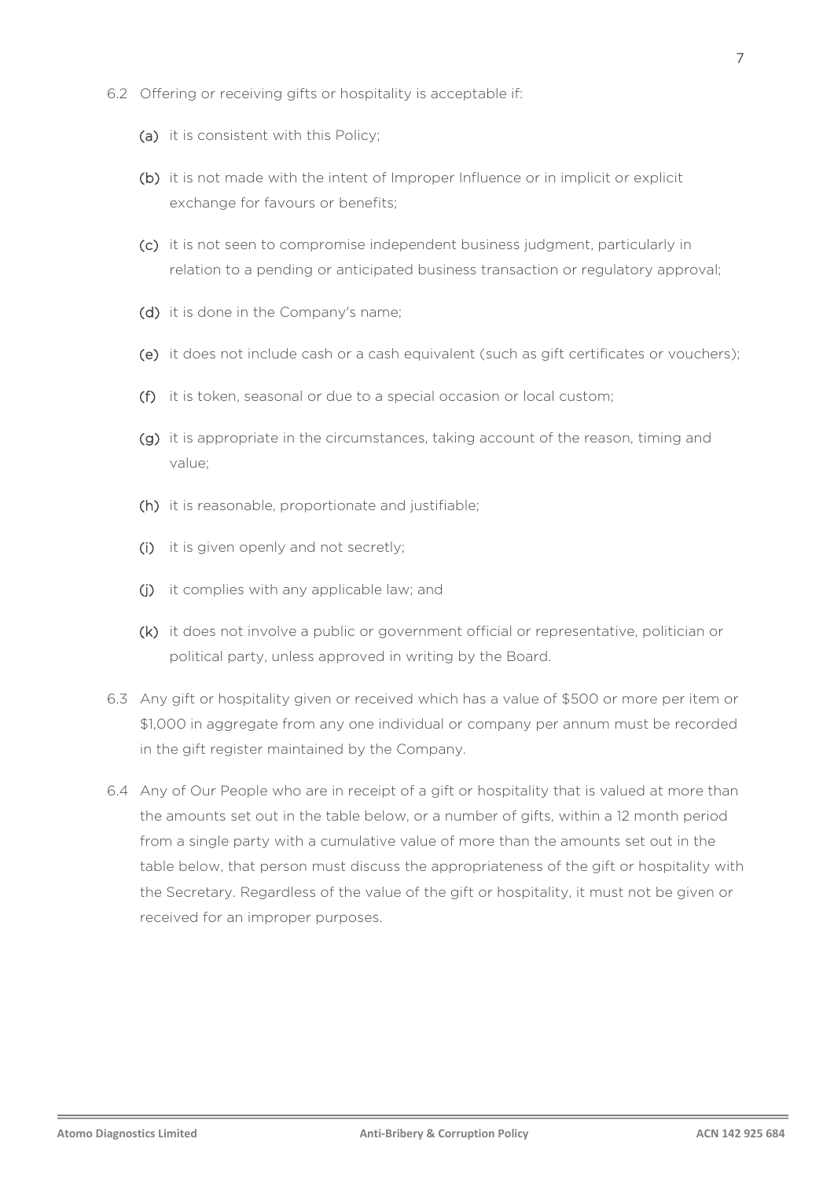6.2 Offering or receiving gifts or hospitality is acceptable if:

  (a) it is consistent with this Policy;

  (b) it is not made with the intent of Improper Influence or in implicit or explicit exchange for favours or benefits;

  (c) it is not seen to compromise independent business judgment, particularly in relation to a pending or anticipated business transaction or regulatory approval;

  (d) it is done in the Company's name;

  (e) it does not include cash or a cash equivalent (such as gift certificates or vouchers);

  (f) it is token, seasonal or due to a special occasion or local custom;

  (g) it is appropriate in the circumstances, taking account of the reason, timing and value;

  (h) it is reasonable, proportionate and justifiable;

  (i) it is given openly and not secretly;

  (j) it complies with any applicable law; and

  (k) it does not involve a public or government official or representative, politician or political party, unless approved in writing by the Board.

6.3 Any gift or hospitality given or received which has a value of $500 or more per item or $1,000 in aggregate from any one individual or company per annum must be recorded in the gift register maintained by the Company.

6.4 Any of Our People who are in receipt of a gift or hospitality that is valued at more than the amounts set out in the table below, or a number of gifts, within a 12 month period from a single party with a cumulative value of more than the amounts set out in the table below, that person must discuss the appropriateness of the gift or hospitality with the Secretary. Regardless of the value of the gift or hospitality, it must not be given or received for an improper purposes.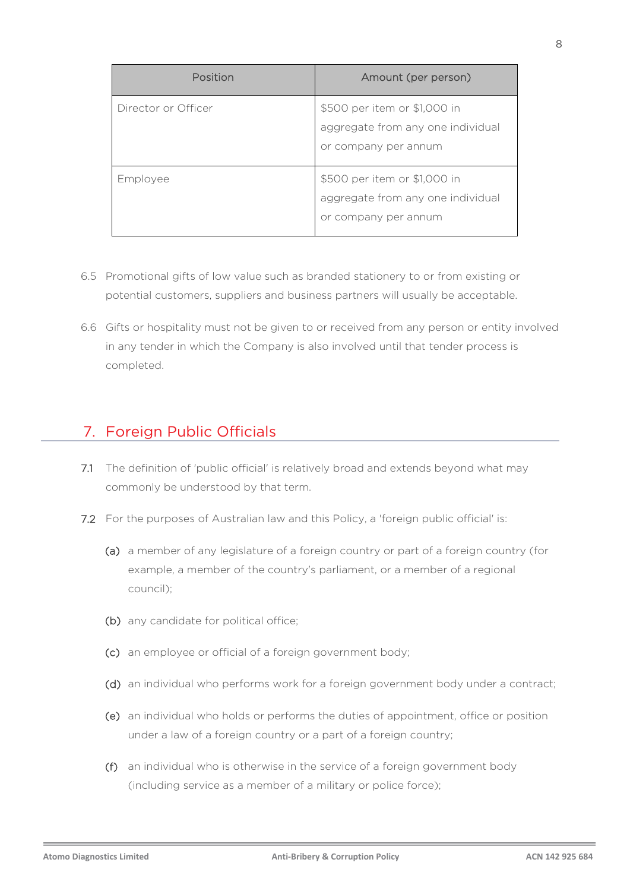| Position | Amount (per person) |
|---|---|
| Director or Officer | $500 per item or $1,000 in aggregate from any one individual or company per annum |
| Employee | $500 per item or $1,000 in aggregate from any one individual or company per annum |

6.5 Promotional gifts of low value such as branded stationery to or from existing or potential customers, suppliers and business partners will usually be acceptable.

6.6 Gifts or hospitality must not be given to or received from any person or entity involved in any tender in which the Company is also involved until that tender process is completed.

## 7. Foreign Public Officials

7.1 The definition of 'public official' is relatively broad and extends beyond what may commonly be understood by that term.

7.2 For the purposes of Australian law and this Policy, a 'foreign public official' is:

(a) a member of any legislature of a foreign country or part of a foreign country (for example, a member of the country's parliament, or a member of a regional council);

(b) any candidate for political office;

(c) an employee or official of a foreign government body;

(d) an individual who performs work for a foreign government body under a contract;

(e) an individual who holds or performs the duties of appointment, office or position under a law of a foreign country or a part of a foreign country;

(f) an individual who is otherwise in the service of a foreign government body (including service as a member of a military or police force);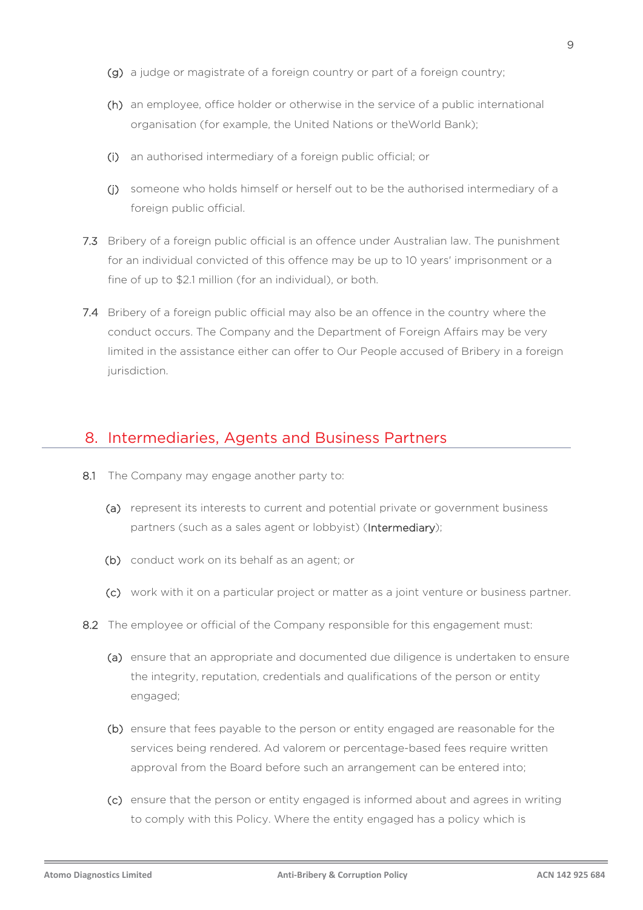(g) a judge or magistrate of a foreign country or part of a foreign country;

(h) an employee, office holder or otherwise in the service of a public international organisation (for example, the United Nations or theWorld Bank);

(i) an authorised intermediary of a foreign public official; or

(j) someone who holds himself or herself out to be the authorised intermediary of a foreign public official.

7.3 Bribery of a foreign public official is an offence under Australian law. The punishment for an individual convicted of this offence may be up to 10 years' imprisonment or a fine of up to $2.1 million (for an individual), or both.

7.4 Bribery of a foreign public official may also be an offence in the country where the conduct occurs. The Company and the Department of Foreign Affairs may be very limited in the assistance either can offer to Our People accused of Bribery in a foreign jurisdiction.

## 8. Intermediaries, Agents and Business Partners

8.1 The Company may engage another party to:

(a) represent its interests to current and potential private or government business partners (such as a sales agent or lobbyist) (**Intermediary**);

(b) conduct work on its behalf as an agent; or

(c) work with it on a particular project or matter as a joint venture or business partner.

8.2 The employee or official of the Company responsible for this engagement must:

(a) ensure that an appropriate and documented due diligence is undertaken to ensure the integrity, reputation, credentials and qualifications of the person or entity engaged;

(b) ensure that fees payable to the person or entity engaged are reasonable for the services being rendered. Ad valorem or percentage-based fees require written approval from the Board before such an arrangement can be entered into;

(c) ensure that the person or entity engaged is informed about and agrees in writing to comply with this Policy. Where the entity engaged has a policy which is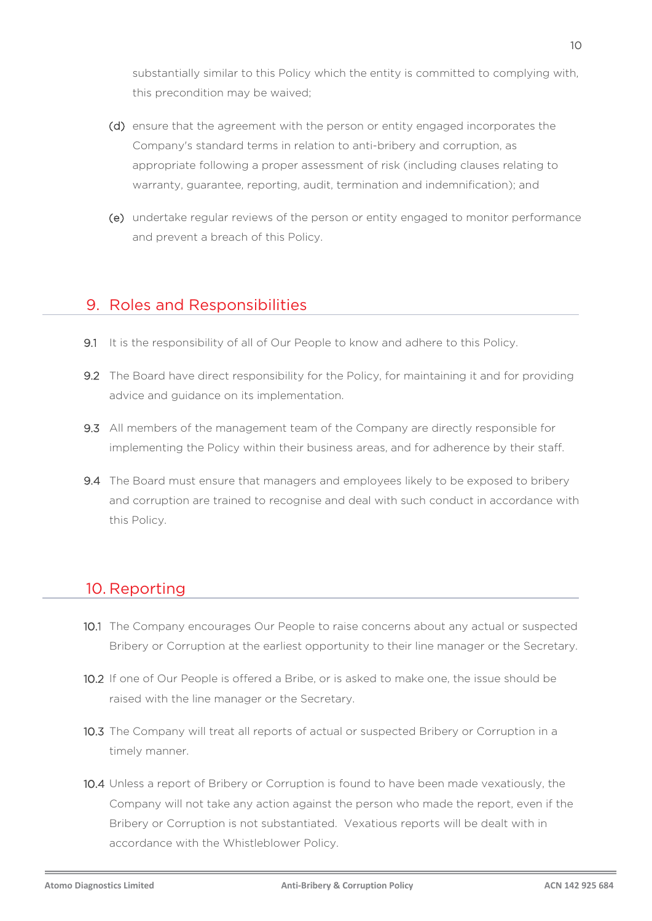substantially similar to this Policy which the entity is committed to complying with, this precondition may be waived;

(d) ensure that the agreement with the person or entity engaged incorporates the Company's standard terms in relation to anti-bribery and corruption, as appropriate following a proper assessment of risk (including clauses relating to warranty, guarantee, reporting, audit, termination and indemnification); and

(e) undertake regular reviews of the person or entity engaged to monitor performance and prevent a breach of this Policy.

## 9. Roles and Responsibilities

9.1 It is the responsibility of all of Our People to know and adhere to this Policy.

9.2 The Board have direct responsibility for the Policy, for maintaining it and for providing advice and guidance on its implementation.

9.3 All members of the management team of the Company are directly responsible for implementing the Policy within their business areas, and for adherence by their staff.

9.4 The Board must ensure that managers and employees likely to be exposed to bribery and corruption are trained to recognise and deal with such conduct in accordance with this Policy.

## 10. Reporting

10.1 The Company encourages Our People to raise concerns about any actual or suspected Bribery or Corruption at the earliest opportunity to their line manager or the Secretary.

10.2 If one of Our People is offered a Bribe, or is asked to make one, the issue should be raised with the line manager or the Secretary.

10.3 The Company will treat all reports of actual or suspected Bribery or Corruption in a timely manner.

10.4 Unless a report of Bribery or Corruption is found to have been made vexatiously, the Company will not take any action against the person who made the report, even if the Bribery or Corruption is not substantiated. Vexatious reports will be dealt with in accordance with the Whistleblower Policy.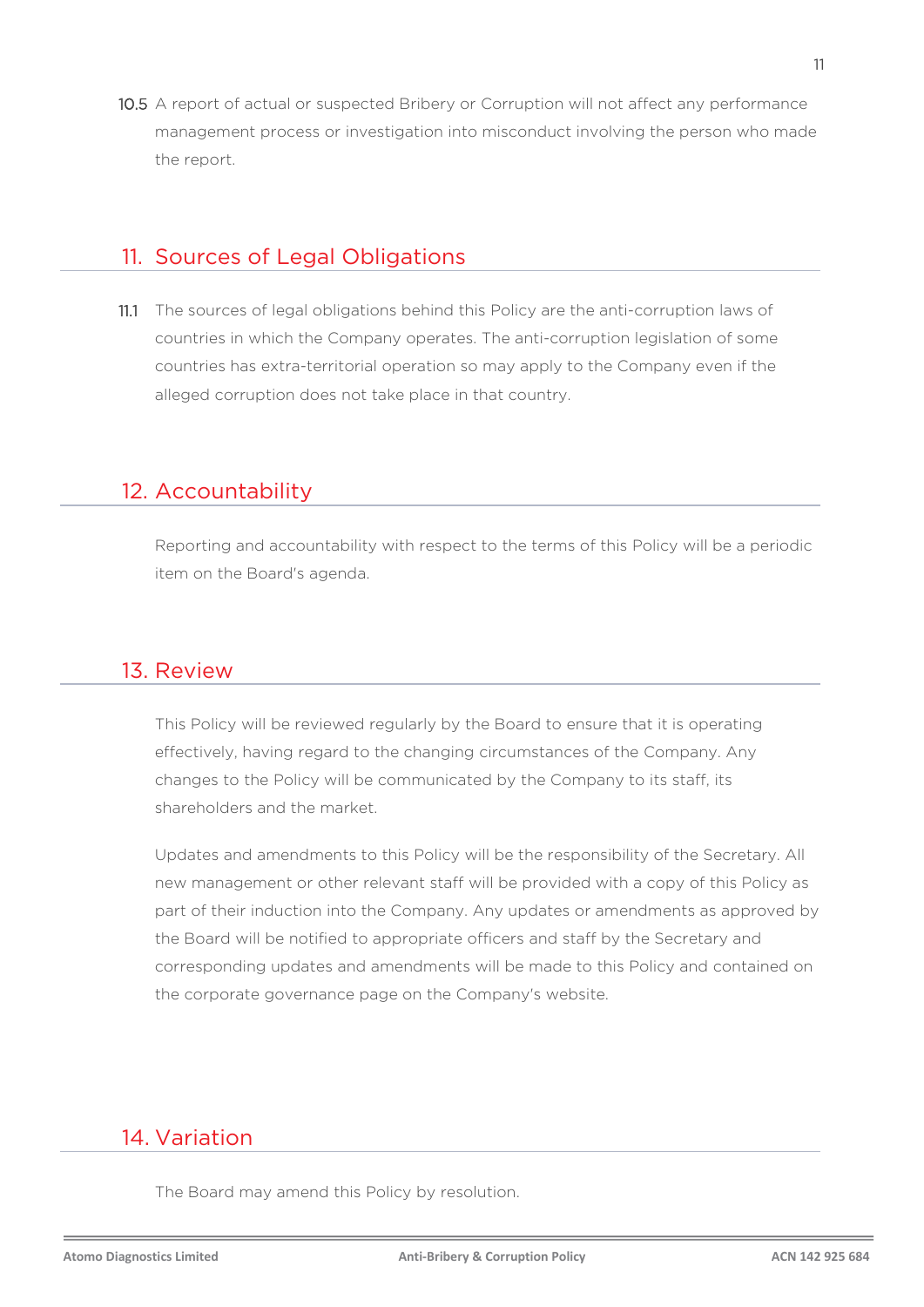10.5 A report of actual or suspected Bribery or Corruption will not affect any performance management process or investigation into misconduct involving the person who made the report.

## 11. Sources of Legal Obligations

11.1 The sources of legal obligations behind this Policy are the anti-corruption laws of countries in which the Company operates. The anti-corruption legislation of some countries has extra-territorial operation so may apply to the Company even if the alleged corruption does not take place in that country.

## 12. Accountability

Reporting and accountability with respect to the terms of this Policy will be a periodic item on the Board's agenda.

## 13. Review

This Policy will be reviewed regularly by the Board to ensure that it is operating effectively, having regard to the changing circumstances of the Company. Any changes to the Policy will be communicated by the Company to its staff, its shareholders and the market.

Updates and amendments to this Policy will be the responsibility of the Secretary. All new management or other relevant staff will be provided with a copy of this Policy as part of their induction into the Company. Any updates or amendments as approved by the Board will be notified to appropriate officers and staff by the Secretary and corresponding updates and amendments will be made to this Policy and contained on the corporate governance page on the Company's website.

## 14. Variation

The Board may amend this Policy by resolution.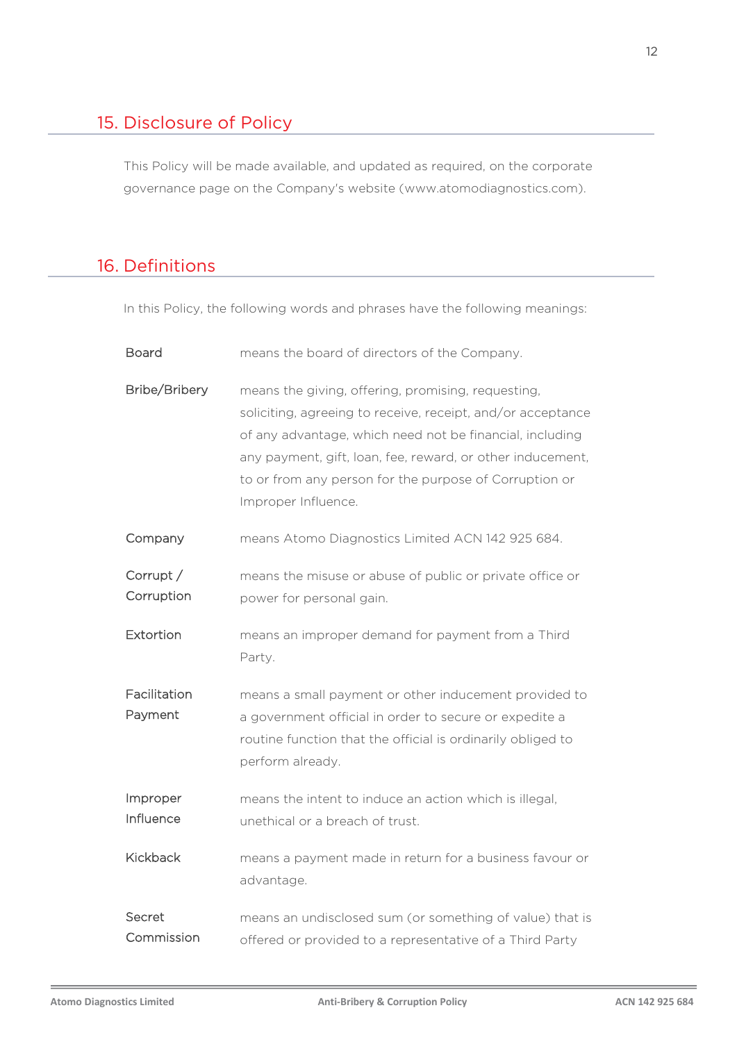## 15. Disclosure of Policy

This Policy will be made available, and updated as required, on the corporate governance page on the Company's website (www.atomodiagnostics.com).

## 16. Definitions

In this Policy, the following words and phrases have the following meanings:

| | |
|---|---|
| Board | means the board of directors of the Company. |
| Bribe/Bribery | means the giving, offering, promising, requesting, soliciting, agreeing to receive, receipt, and/or acceptance of any advantage, which need not be financial, including any payment, gift, loan, fee, reward, or other inducement, to or from any person for the purpose of Corruption or Improper Influence. |
| Company | means Atomo Diagnostics Limited ACN 142 925 684. |
| Corrupt / Corruption | means the misuse or abuse of public or private office or power for personal gain. |
| Extortion | means an improper demand for payment from a Third Party. |
| Facilitation Payment | means a small payment or other inducement provided to a government official in order to secure or expedite a routine function that the official is ordinarily obliged to perform already. |
| Improper Influence | means the intent to induce an action which is illegal, unethical or a breach of trust. |
| Kickback | means a payment made in return for a business favour or advantage. |
| Secret Commission | means an undisclosed sum (or something of value) that is offered or provided to a representative of a Third Party |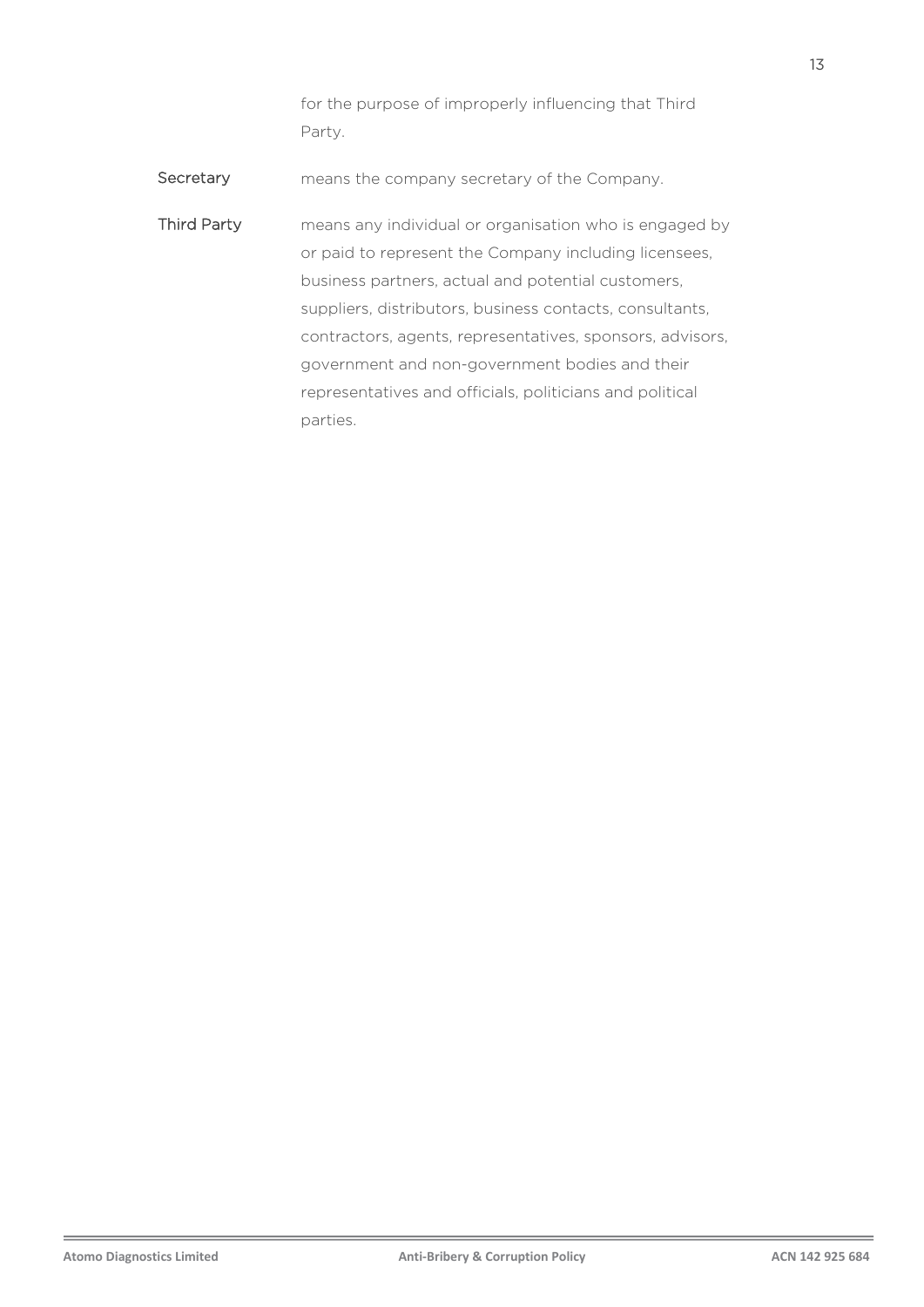for the purpose of improperly influencing that Third Party.

| | |
|---|---|
| Secretary | means the company secretary of the Company. |
| Third Party | means any individual or organisation who is engaged by or paid to represent the Company including licensees, business partners, actual and potential customers, suppliers, distributors, business contacts, consultants, contractors, agents, representatives, sponsors, advisors, government and non-government bodies and their representatives and officials, politicians and political parties. |